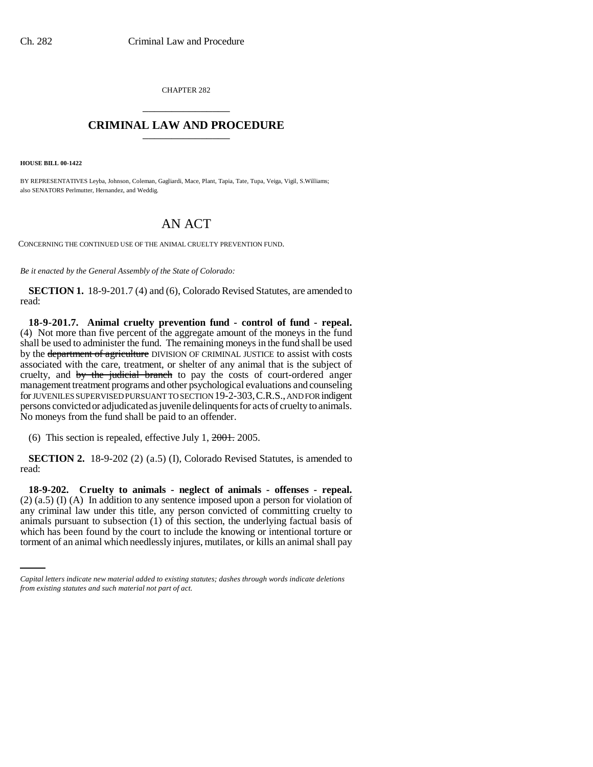CHAPTER 282

# CRIMINAL LAW AND PROCEDURE

**HOUSE BILL 00-1422**

BY REPRESENTATIVES Leyba, Johnson, Coleman, Gagliardi, Mace, Plant, Tapia, Tate, Tupa, Veiga, Vigil, S.Williams; also SENATORS Perlmutter, Hernandez, and Weddig.

## AN ACT

CONCERNING THE CONTINUED USE OF THE ANIMAL CRUELTY PREVENTION FUND.

*Be it enacted by the General Assembly of the State of Colorado:*

**SECTION 1.** 18-9-201.7 (4) and (6), Colorado Revised Statutes, are amended to read:

**18-9-201.7. Animal cruelty prevention fund - control of fund - repeal.** (4) Not more than five percent of the aggregate amount of the moneys in the fund shall be used to administer the fund. The remaining moneys in the fund shall be used by the ~~department of agriculture~~ DIVISION OF CRIMINAL JUSTICE to assist with costs associated with the care, treatment, or shelter of any animal that is the subject of cruelty, and ~~by the judicial branch~~ to pay the costs of court-ordered anger management treatment programs and other psychological evaluations and counseling for JUVENILES SUPERVISED PURSUANT TO SECTION 19-2-303, C.R.S., AND FOR indigent persons convicted or adjudicated as juvenile delinquents for acts of cruelty to animals. No moneys from the fund shall be paid to an offender.

(6) This section is repealed, effective July 1, ~~2001.~~ 2005.

**SECTION 2.** 18-9-202 (2) (a.5) (I), Colorado Revised Statutes, is amended to read:

**18-9-202. Cruelty to animals - neglect of animals - offenses - repeal.** (2) (a.5) (I) (A) In addition to any sentence imposed upon a person for violation of any criminal law under this title, any person convicted of committing cruelty to animals pursuant to subsection (1) of this section, the underlying factual basis of which has been found by the court to include the knowing or intentional torture or torment of an animal which needlessly injures, mutilates, or kills an animal shall pay

*Capital letters indicate new material added to existing statutes; dashes through words indicate deletions from existing statutes and such material not part of act.*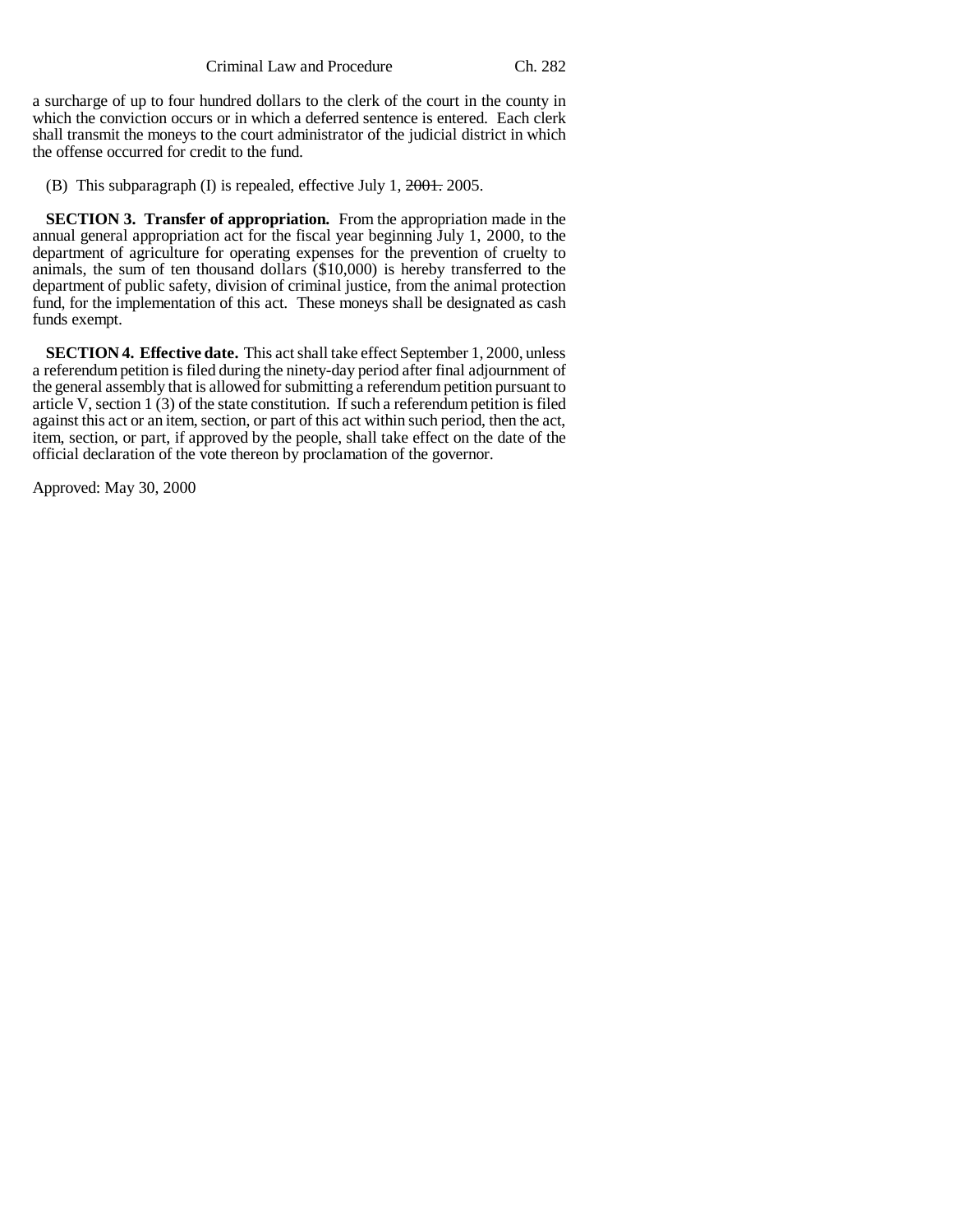a surcharge of up to four hundred dollars to the clerk of the court in the county in which the conviction occurs or in which a deferred sentence is entered. Each clerk shall transmit the moneys to the court administrator of the judicial district in which the offense occurred for credit to the fund.

(B) This subparagraph (I) is repealed, effective July 1, ~~2001.~~ 2005.

**SECTION 3. Transfer of appropriation.** From the appropriation made in the annual general appropriation act for the fiscal year beginning July 1, 2000, to the department of agriculture for operating expenses for the prevention of cruelty to animals, the sum of ten thousand dollars ($10,000) is hereby transferred to the department of public safety, division of criminal justice, from the animal protection fund, for the implementation of this act. These moneys shall be designated as cash funds exempt.

**SECTION 4. Effective date.** This act shall take effect September 1, 2000, unless a referendum petition is filed during the ninety-day period after final adjournment of the general assembly that is allowed for submitting a referendum petition pursuant to article V, section 1 (3) of the state constitution. If such a referendum petition is filed against this act or an item, section, or part of this act within such period, then the act, item, section, or part, if approved by the people, shall take effect on the date of the official declaration of the vote thereon by proclamation of the governor.

Approved: May 30, 2000